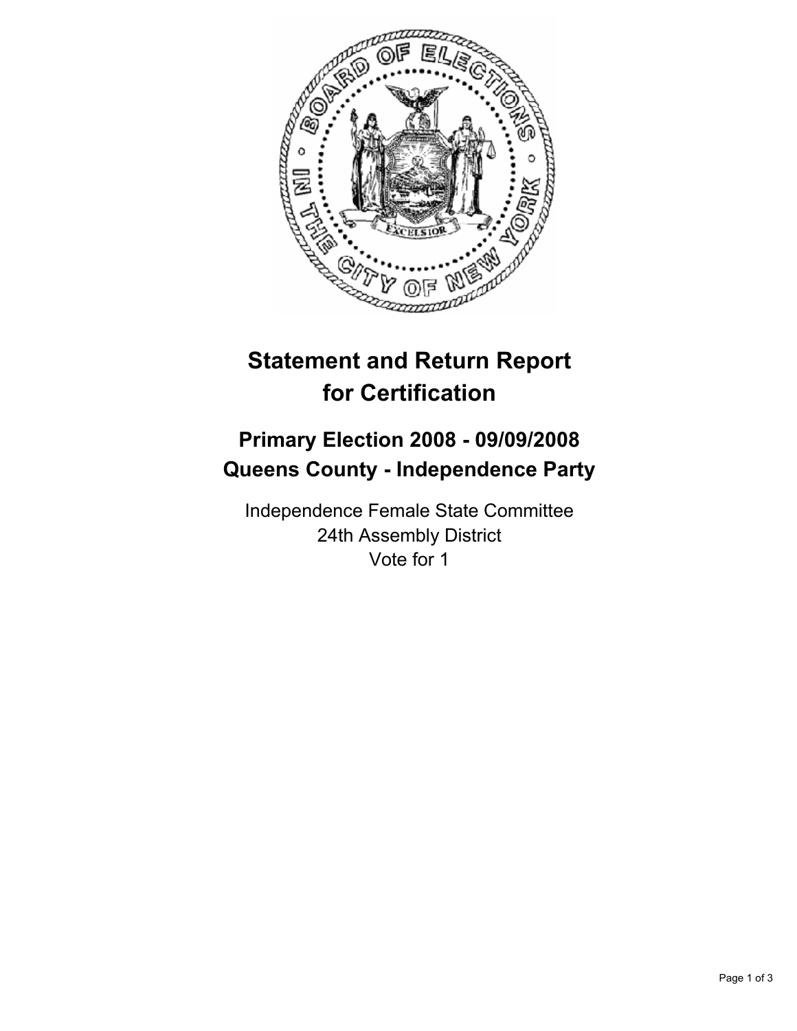# Statement and Return Report for Certification

## Primary Election 2008 - 09/09/2008
## Queens County - Independence Party

Independence Female State Committee
24th Assembly District
Vote for 1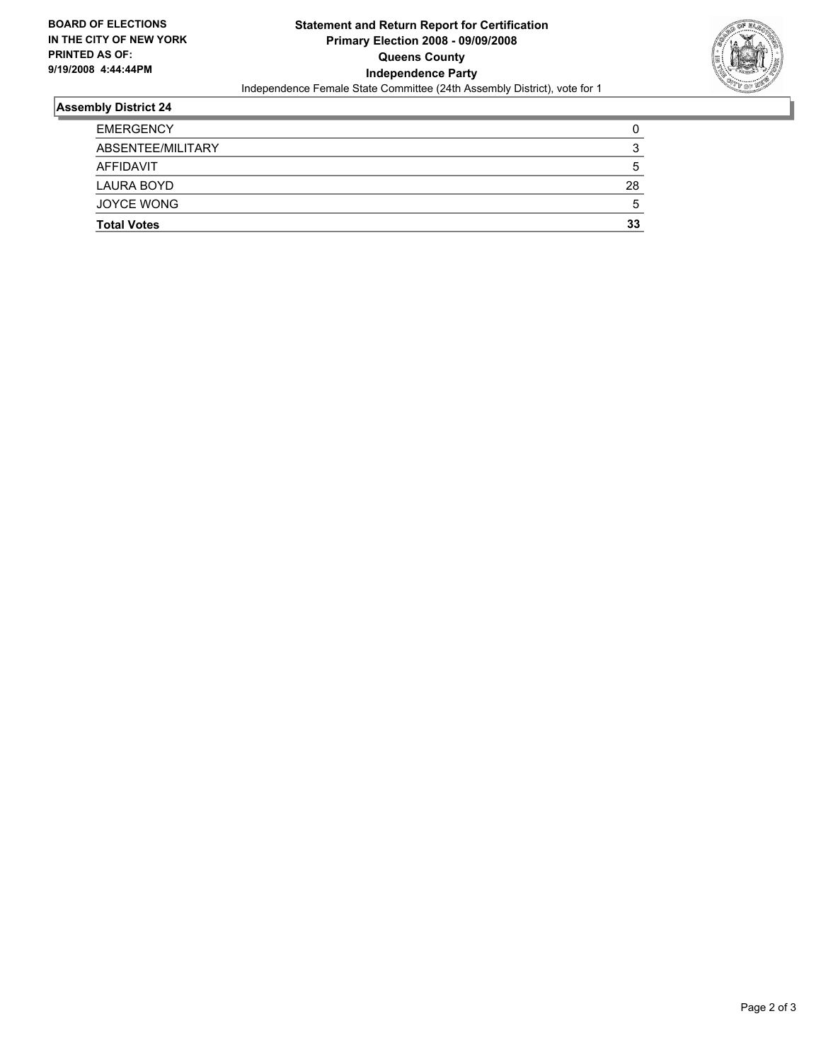**BOARD OF ELECTIONS IN THE CITY OF NEW YORK PRINTED AS OF: 9/19/2008 4:44:44PM**

# Statement and Return Report for Certification
## Primary Election 2008 - 09/09/2008
## Queens County
## Independence Party

Independence Female State Committee (24th Assembly District), vote for 1

### Assembly District 24

| | |
|---|---|
| EMERGENCY | 0 |
| ABSENTEE/MILITARY | 3 |
| AFFIDAVIT | 5 |
| LAURA BOYD | 28 |
| JOYCE WONG | 5 |
| **Total Votes** | **33** |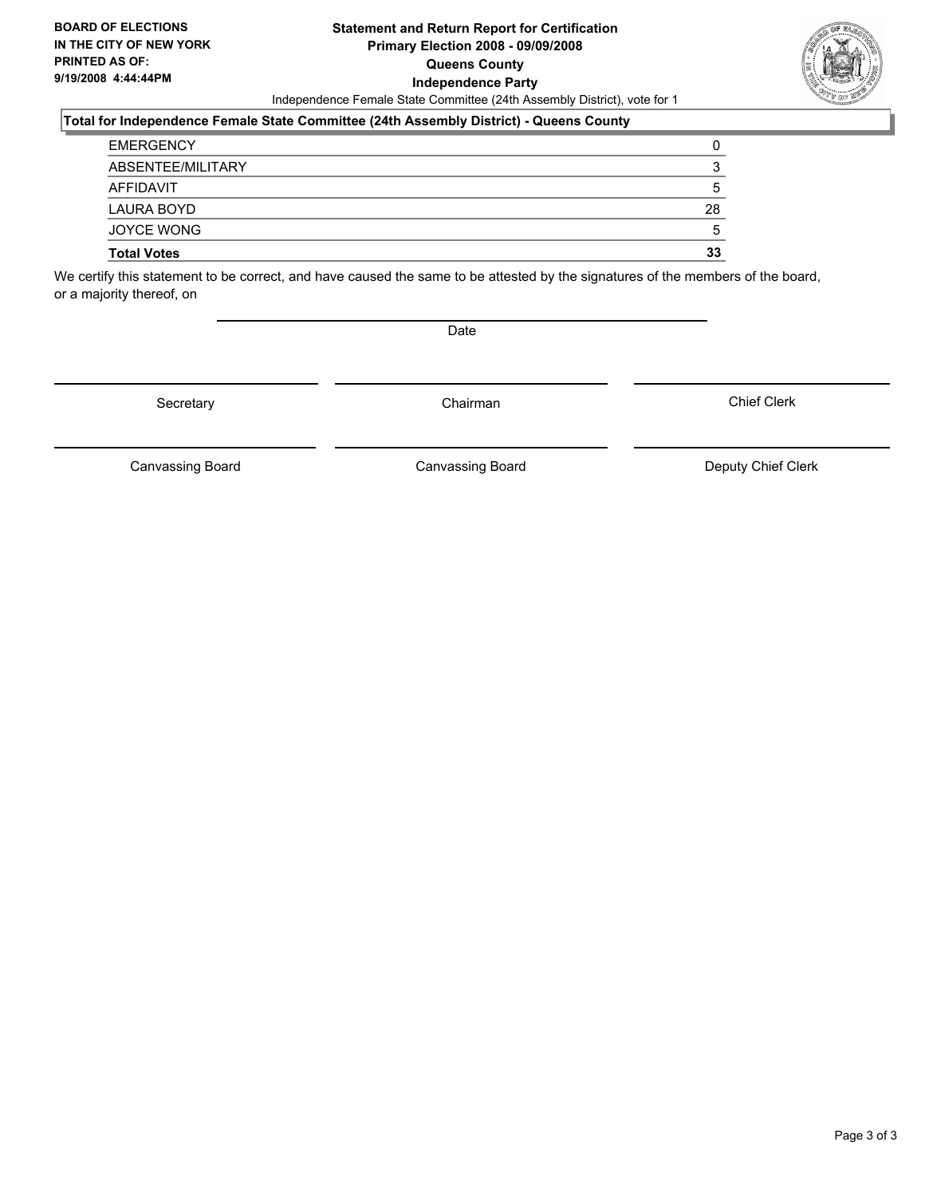**BOARD OF ELECTIONS IN THE CITY OF NEW YORK PRINTED AS OF: 9/19/2008 4:44:44PM**

**Statement and Return Report for Certification**
**Primary Election 2008 - 09/09/2008**
**Queens County**
**Independence Party**

Independence Female State Committee (24th Assembly District), vote for 1

**Total for Independence Female State Committee (24th Assembly District) - Queens County**

| | |
|---|---|
| EMERGENCY | 0 |
| ABSENTEE/MILITARY | 3 |
| AFFIDAVIT | 5 |
| LAURA BOYD | 28 |
| JOYCE WONG | 5 |
| **Total Votes** | **33** |

We certify this statement to be correct, and have caused the same to be attested by the signatures of the members of the board, or a majority thereof, on

Date

Secretary

Chairman

Chief Clerk

Canvassing Board

Canvassing Board

Deputy Chief Clerk